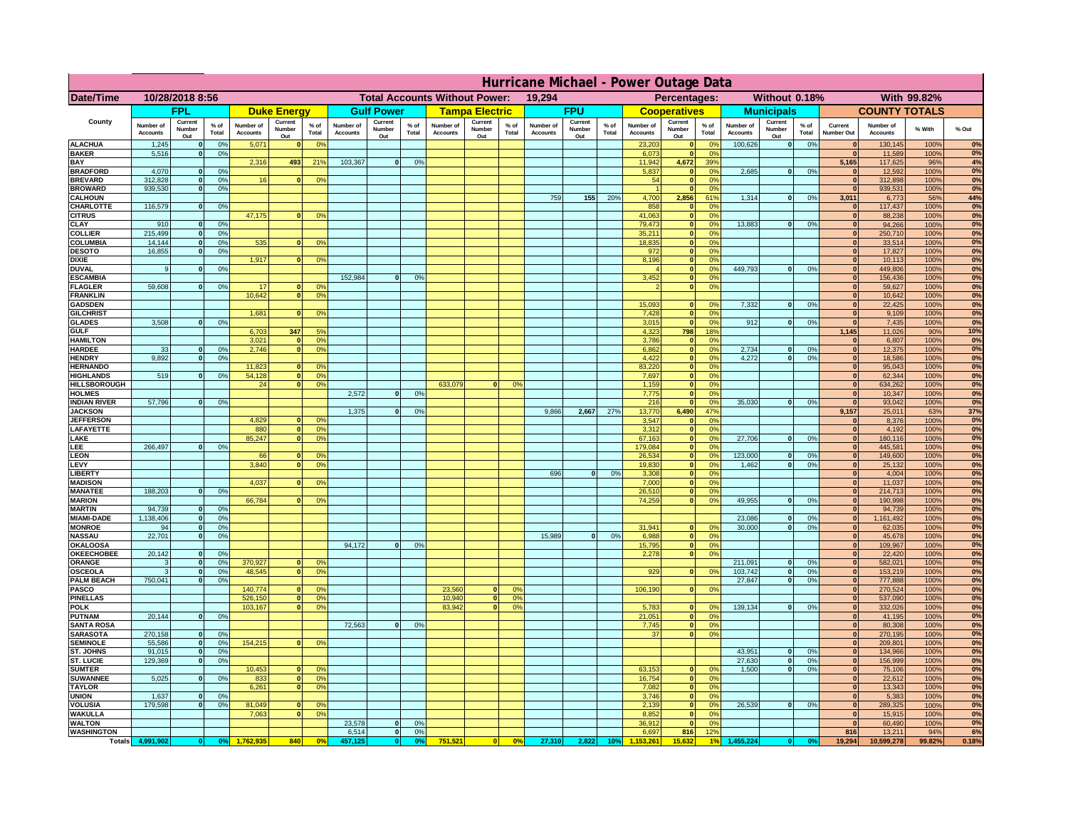# Hurricane Michael - Power Outage Data

| Date/Time | 10/28/2018 8:56 | | | | | | Total Accounts Without Power: | | | 19,294 | | | | | | Percentages: | | | Without 0.18% | | | With 99.82% | | | | |
|---|---|---|---|---|---|---|---|---|---|---|---|---|---|---|---|---|---|---|---|---|---|---|---|---|---|---|
| County | FPL | | | Duke Energy | | | Gulf Power | | | Tampa Electric | | | FPU | | | Cooperatives | | | Municipals | | | COUNTY TOTALS | | | | |
| | Number of Accounts | Current Number Out | % of Total | Number of Accounts | Current Number Out | % of Total | Number of Accounts | Current Number Out | % of Total | Number of Accounts | Current Number Out | % of Total | Number of Accounts | Current Number Out | % of Total | Number of Accounts | Current Number Out | % of Total | Number of Accounts | Current Number Out | % of Total | Current Number Out | Number of Accounts | % With | % Out |
| ALACHUA | 1,245 | 0 | 0% | 5,071 | 0 | 0% | | | | | | | | | | 23,203 | 0 | 0% | 100,626 | 0 | 0% | 0 | 130,145 | 100% | 0% |
| BAKER | 5,516 | 0 | 0% | | | | | | | | | | | | | 6,073 | 0 | 0% | | | | 0 | 11,589 | 100% | 0% |
| BAY | | | | 2,316 | 493 | 21% | 103,367 | 0 | 0% | | | | | | | 11,942 | 4,672 | 39% | | | | 5,165 | 117,625 | 96% | 4% |
| BRADFORD | 4,070 | 0 | 0% | | | | | | | | | | | | | 5,837 | 0 | 0% | 2,685 | 0 | 0% | 0 | 12,592 | 100% | 0% |
| BREVARD | 312,828 | 0 | 0% | 16 | 0 | 0% | | | | | | | | | | 54 | 0 | 0% | | | | 0 | 312,898 | 100% | 0% |
| BROWARD | 939,530 | 0 | 0% | | | | | | | | | | | | | 1 | 0 | 0% | | | | 0 | 939,531 | 100% | 0% |
| CALHOUN | | | | | | | | | | | | | 759 | 155 | 20% | 4,700 | 2,856 | 61% | 1,314 | 0 | 0% | 3,011 | 6,773 | 56% | 44% |
| CHARLOTTE | 116,579 | 0 | 0% | | | | | | | | | | | | | 858 | 0 | 0% | | | | 0 | 117,437 | 100% | 0% |
| CITRUS | | | | 47,175 | 0 | 0% | | | | | | | | | | 41,063 | 0 | 0% | | | | 0 | 88,238 | 100% | 0% |
| CLAY | 910 | 0 | 0% | | | | | | | | | | | | | 79,473 | 0 | 0% | 13,883 | 0 | 0% | 0 | 94,266 | 100% | 0% |
| COLLIER | 215,499 | 0 | 0% | | | | | | | | | | | | | 35,211 | 0 | 0% | | | | 0 | 250,710 | 100% | 0% |
| COLUMBIA | 14,144 | 0 | 0% | 535 | 0 | 0% | | | | | | | | | | 18,835 | 0 | 0% | | | | 0 | 33,514 | 100% | 0% |
| DESOTO | 16,855 | 0 | 0% | | | | | | | | | | | | | 972 | 0 | 0% | | | | 0 | 17,827 | 100% | 0% |
| DIXIE | | | | 1,917 | 0 | 0% | | | | | | | | | | 8,196 | 0 | 0% | | | | 0 | 10,113 | 100% | 0% |
| DUVAL | 9 | 0 | 0% | | | | | | | | | | | | | 4 | 0 | 0% | 449,793 | 0 | 0% | 0 | 449,806 | 100% | 0% |
| ESCAMBIA | | | | | | | 152,984 | 0 | 0% | | | | | | | 3,452 | 0 | 0% | | | | 0 | 156,436 | 100% | 0% |
| FLAGLER | 59,608 | 0 | 0% | 17 | 0 | 0% | | | | | | | | | | 2 | 0 | 0% | | | | 0 | 59,627 | 100% | 0% |
| FRANKLIN | | | | 10,642 | 0 | 0% | | | | | | | | | | | | | | | | 0 | 10,642 | 100% | 0% |
| GADSDEN | | | | | | | | | | | | | | | | 15,093 | 0 | 0% | 7,332 | 0 | 0% | 0 | 22,425 | 100% | 0% |
| GILCHRIST | | | | 1,681 | 0 | 0% | | | | | | | | | | 7,428 | 0 | 0% | | | | 0 | 9,109 | 100% | 0% |
| GLADES | 3,508 | 0 | 0% | | | | | | | | | | | | | 3,015 | 0 | 0% | 912 | 0 | 0% | 0 | 7,435 | 100% | 0% |
| GULF | | | | 6,703 | 347 | 5% | | | | | | | | | | 4,323 | 798 | 18% | | | | 1,145 | 11,026 | 90% | 10% |
| HAMILTON | | | | 3,021 | 0 | 0% | | | | | | | | | | 3,786 | 0 | 0% | | | | 0 | 6,807 | 100% | 0% |
| HARDEE | 33 | 0 | 0% | 2,746 | 0 | 0% | | | | | | | | | | 6,862 | 0 | 0% | 2,734 | 0 | 0% | 0 | 12,375 | 100% | 0% |
| HENDRY | 9,892 | 0 | 0% | | | | | | | | | | | | | 4,422 | 0 | 0% | 4,272 | 0 | 0% | 0 | 18,586 | 100% | 0% |
| HERNANDO | | | | 11,823 | 0 | 0% | | | | | | | | | | 83,220 | 0 | 0% | | | | 0 | 95,043 | 100% | 0% |
| HIGHLANDS | 519 | 0 | 0% | 54,128 | 0 | 0% | | | | | | | | | | 7,697 | 0 | 0% | | | | 0 | 62,344 | 100% | 0% |
| HILLSBOROUGH | | | | 24 | 0 | 0% | | | | 633,079 | 0 | 0% | | | | 1,159 | 0 | 0% | | | | 0 | 634,262 | 100% | 0% |
| HOLMES | | | | | | | 2,572 | 0 | 0% | | | | | | | 7,775 | 0 | 0% | | | | 0 | 10,347 | 100% | 0% |
| INDIAN RIVER | 57,796 | 0 | 0% | | | | | | | | | | | | | 216 | 0 | 0% | 35,030 | 0 | 0% | 0 | 93,042 | 100% | 0% |
| JACKSON | | | | | | | 1,375 | 0 | 0% | | | | 9,866 | 2,667 | 27% | 13,770 | 6,490 | 47% | | | | 9,157 | 25,011 | 63% | 37% |
| JEFFERSON | | | | 4,829 | 0 | 0% | | | | | | | | | | 3,547 | 0 | 0% | | | | 0 | 8,376 | 100% | 0% |
| LAFAYETTE | | | | 880 | 0 | 0% | | | | | | | | | | 3,312 | 0 | 0% | | | | 0 | 4,192 | 100% | 0% |
| LAKE | | | | 85,247 | 0 | 0% | | | | | | | | | | 67,163 | 0 | 0% | 27,706 | 0 | 0% | 0 | 180,116 | 100% | 0% |
| LEE | 266,497 | 0 | 0% | | | | | | | | | | | | | 179,084 | 0 | 0% | | | | 0 | 445,581 | 100% | 0% |
| LEON | | | | 66 | 0 | 0% | | | | | | | | | | 26,534 | 0 | 0% | 123,000 | 0 | 0% | 0 | 149,600 | 100% | 0% |
| LEVY | | | | 3,840 | 0 | 0% | | | | | | | | | | 19,830 | 0 | 0% | 1,462 | 0 | 0% | 0 | 25,132 | 100% | 0% |
| LIBERTY | | | | | | | | | | | | | 696 | 0 | 0% | 3,308 | 0 | 0% | | | | 0 | 4,004 | 100% | 0% |
| MADISON | | | | 4,037 | 0 | 0% | | | | | | | | | | 7,000 | 0 | 0% | | | | 0 | 11,037 | 100% | 0% |
| MANATEE | 188,203 | 0 | 0% | | | | | | | | | | | | | 26,510 | 0 | 0% | | | | 0 | 214,713 | 100% | 0% |
| MARION | | | | 66,784 | 0 | 0% | | | | | | | | | | 74,259 | 0 | 0% | 49,955 | 0 | 0% | 0 | 190,998 | 100% | 0% |
| MARTIN | 94,739 | 0 | 0% | | | | | | | | | | | | | | | | | | | 0 | 94,739 | 100% | 0% |
| MIAMI-DADE | 1,138,406 | 0 | 0% | | | | | | | | | | | | | | | | 23,086 | 0 | 0% | 0 | 1,161,492 | 100% | 0% |
| MONROE | 94 | 0 | 0% | | | | | | | | | | | | | 31,941 | 0 | 0% | 30,000 | 0 | 0% | 0 | 62,035 | 100% | 0% |
| NASSAU | 22,701 | 0 | 0% | | | | | | | | | | 15,989 | 0 | 0% | 6,988 | 0 | 0% | | | | 0 | 45,678 | 100% | 0% |
| OKALOOSA | | | | | | | 94,172 | 0 | 0% | | | | | | | 15,795 | 0 | 0% | | | | 0 | 109,967 | 100% | 0% |
| OKEECHOBEE | 20,142 | 0 | 0% | | | | | | | | | | | | | 2,278 | 0 | 0% | | | | 0 | 22,420 | 100% | 0% |
| ORANGE | 3 | 0 | 0% | 370,927 | 0 | 0% | | | | | | | | | | | | | 211,091 | 0 | 0% | 0 | 582,021 | 100% | 0% |
| OSCEOLA | 3 | 0 | 0% | 48,545 | 0 | 0% | | | | | | | | | | 929 | 0 | 0% | 103,742 | 0 | 0% | 0 | 153,219 | 100% | 0% |
| PALM BEACH | 750,041 | 0 | 0% | | | | | | | | | | | | | | | | 27,847 | 0 | 0% | 0 | 777,888 | 100% | 0% |
| PASCO | | | | 140,774 | 0 | 0% | | | | 23,560 | 0 | 0% | | | | 106,190 | 0 | 0% | | | | 0 | 270,524 | 100% | 0% |
| PINELLAS | | | | 526,150 | 0 | 0% | | | | 10,940 | 0 | 0% | | | | | | | | | | 0 | 537,090 | 100% | 0% |
| POLK | | | | 103,167 | 0 | 0% | | | | 83,942 | 0 | 0% | | | | 5,783 | 0 | 0% | 139,134 | 0 | 0% | 0 | 332,026 | 100% | 0% |
| PUTNAM | 20,144 | 0 | 0% | | | | | | | | | | | | | 21,051 | 0 | 0% | | | | 0 | 41,195 | 100% | 0% |
| SANTA ROSA | | | | | | | 72,563 | 0 | 0% | | | | | | | 7,745 | 0 | 0% | | | | 0 | 80,308 | 100% | 0% |
| SARASOTA | 270,158 | 0 | 0% | | | | | | | | | | | | | 37 | 0 | 0% | | | | 0 | 270,195 | 100% | 0% |
| SEMINOLE | 55,586 | 0 | 0% | 154,215 | 0 | 0% | | | | | | | | | | | | | | | | 0 | 209,801 | 100% | 0% |
| ST. JOHNS | 91,015 | 0 | 0% | | | | | | | | | | | | | | | | 43,951 | 0 | 0% | 0 | 134,966 | 100% | 0% |
| ST. LUCIE | 129,369 | 0 | 0% | | | | | | | | | | | | | | | | 27,630 | 0 | 0% | 0 | 156,999 | 100% | 0% |
| SUMTER | | | | 10,453 | 0 | 0% | | | | | | | | | | 63,153 | 0 | 0% | 1,500 | 0 | 0% | 0 | 75,106 | 100% | 0% |
| SUWANNEE | 5,025 | 0 | 0% | 833 | 0 | 0% | | | | | | | | | | 16,754 | 0 | 0% | | | | 0 | 22,612 | 100% | 0% |
| TAYLOR | | | | 6,261 | 0 | 0% | | | | | | | | | | 7,082 | 0 | 0% | | | | 0 | 13,343 | 100% | 0% |
| UNION | 1,637 | 0 | 0% | | | | | | | | | | | | | 3,746 | 0 | 0% | | | | 0 | 5,383 | 100% | 0% |
| VOLUSIA | 179,598 | 0 | 0% | 81,049 | 0 | 0% | | | | | | | | | | 2,139 | 0 | 0% | 26,539 | 0 | 0% | 0 | 289,325 | 100% | 0% |
| WAKULLA | | | | 7,063 | 0 | 0% | | | | | | | | | | 8,852 | 0 | 0% | | | | 0 | 15,915 | 100% | 0% |
| WALTON | | | | | | | 23,578 | 0 | 0% | | | | | | | 36,912 | 0 | 0% | | | | 0 | 60,490 | 100% | 0% |
| WASHINGTON | | | | | | | 6,514 | 0 | 0% | | | | | | | 6,697 | 816 | 12% | | | | 816 | 13,211 | 94% | 6% |
| Totals | 4,991,902 | 0 | 0% | 1,762,935 | 840 | 0% | 457,125 | 0 | 0% | 751,521 | 0 | 0% | 27,310 | 2,822 | 10% | 1,153,261 | 15,632 | 1% | 1,455,224 | 0 | 0% | 19,294 | 10,599,278 | 99.82% | 0.18% |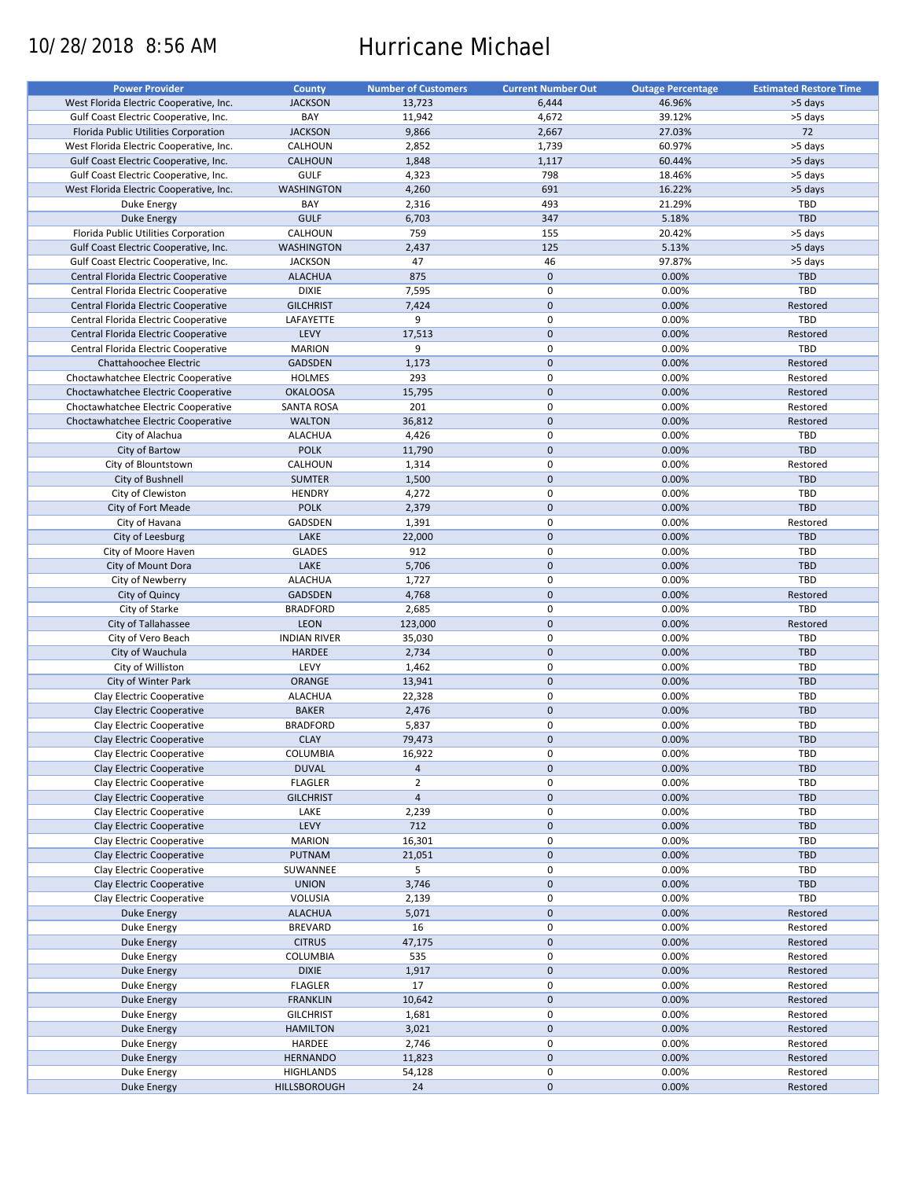10/28/2018 8:56 AM

# Hurricane Michael

| Power Provider | County | Number of Customers | Current Number Out | Outage Percentage | Estimated Restore Time |
|---|---|---|---|---|---|
| West Florida Electric Cooperative, Inc. | JACKSON | 13,723 | 6,444 | 46.96% | >5 days |
| Gulf Coast Electric Cooperative, Inc. | BAY | 11,942 | 4,672 | 39.12% | >5 days |
| Florida Public Utilities Corporation | JACKSON | 9,866 | 2,667 | 27.03% | 72 |
| West Florida Electric Cooperative, Inc. | CALHOUN | 2,852 | 1,739 | 60.97% | >5 days |
| Gulf Coast Electric Cooperative, Inc. | CALHOUN | 1,848 | 1,117 | 60.44% | >5 days |
| Gulf Coast Electric Cooperative, Inc. | GULF | 4,323 | 798 | 18.46% | >5 days |
| West Florida Electric Cooperative, Inc. | WASHINGTON | 4,260 | 691 | 16.22% | >5 days |
| Duke Energy | BAY | 2,316 | 493 | 21.29% | TBD |
| Duke Energy | GULF | 6,703 | 347 | 5.18% | TBD |
| Florida Public Utilities Corporation | CALHOUN | 759 | 155 | 20.42% | >5 days |
| Gulf Coast Electric Cooperative, Inc. | WASHINGTON | 2,437 | 125 | 5.13% | >5 days |
| Gulf Coast Electric Cooperative, Inc. | JACKSON | 47 | 46 | 97.87% | >5 days |
| Central Florida Electric Cooperative | ALACHUA | 875 | 0 | 0.00% | TBD |
| Central Florida Electric Cooperative | DIXIE | 7,595 | 0 | 0.00% | TBD |
| Central Florida Electric Cooperative | GILCHRIST | 7,424 | 0 | 0.00% | Restored |
| Central Florida Electric Cooperative | LAFAYETTE | 9 | 0 | 0.00% | TBD |
| Central Florida Electric Cooperative | LEVY | 17,513 | 0 | 0.00% | Restored |
| Central Florida Electric Cooperative | MARION | 9 | 0 | 0.00% | TBD |
| Chattahoochee Electric | GADSDEN | 1,173 | 0 | 0.00% | Restored |
| Choctawhatchee Electric Cooperative | HOLMES | 293 | 0 | 0.00% | Restored |
| Choctawhatchee Electric Cooperative | OKALOOSA | 15,795 | 0 | 0.00% | Restored |
| Choctawhatchee Electric Cooperative | SANTA ROSA | 201 | 0 | 0.00% | Restored |
| Choctawhatchee Electric Cooperative | WALTON | 36,812 | 0 | 0.00% | Restored |
| City of Alachua | ALACHUA | 4,426 | 0 | 0.00% | TBD |
| City of Bartow | POLK | 11,790 | 0 | 0.00% | TBD |
| City of Blountstown | CALHOUN | 1,314 | 0 | 0.00% | Restored |
| City of Bushnell | SUMTER | 1,500 | 0 | 0.00% | TBD |
| City of Clewiston | HENDRY | 4,272 | 0 | 0.00% | TBD |
| City of Fort Meade | POLK | 2,379 | 0 | 0.00% | TBD |
| City of Havana | GADSDEN | 1,391 | 0 | 0.00% | Restored |
| City of Leesburg | LAKE | 22,000 | 0 | 0.00% | TBD |
| City of Moore Haven | GLADES | 912 | 0 | 0.00% | TBD |
| City of Mount Dora | LAKE | 5,706 | 0 | 0.00% | TBD |
| City of Newberry | ALACHUA | 1,727 | 0 | 0.00% | TBD |
| City of Quincy | GADSDEN | 4,768 | 0 | 0.00% | Restored |
| City of Starke | BRADFORD | 2,685 | 0 | 0.00% | TBD |
| City of Tallahassee | LEON | 123,000 | 0 | 0.00% | Restored |
| City of Vero Beach | INDIAN RIVER | 35,030 | 0 | 0.00% | TBD |
| City of Wauchula | HARDEE | 2,734 | 0 | 0.00% | TBD |
| City of Williston | LEVY | 1,462 | 0 | 0.00% | TBD |
| City of Winter Park | ORANGE | 13,941 | 0 | 0.00% | TBD |
| Clay Electric Cooperative | ALACHUA | 22,328 | 0 | 0.00% | TBD |
| Clay Electric Cooperative | BAKER | 2,476 | 0 | 0.00% | TBD |
| Clay Electric Cooperative | BRADFORD | 5,837 | 0 | 0.00% | TBD |
| Clay Electric Cooperative | CLAY | 79,473 | 0 | 0.00% | TBD |
| Clay Electric Cooperative | COLUMBIA | 16,922 | 0 | 0.00% | TBD |
| Clay Electric Cooperative | DUVAL | 4 | 0 | 0.00% | TBD |
| Clay Electric Cooperative | FLAGLER | 2 | 0 | 0.00% | TBD |
| Clay Electric Cooperative | GILCHRIST | 4 | 0 | 0.00% | TBD |
| Clay Electric Cooperative | LAKE | 2,239 | 0 | 0.00% | TBD |
| Clay Electric Cooperative | LEVY | 712 | 0 | 0.00% | TBD |
| Clay Electric Cooperative | MARION | 16,301 | 0 | 0.00% | TBD |
| Clay Electric Cooperative | PUTNAM | 21,051 | 0 | 0.00% | TBD |
| Clay Electric Cooperative | SUWANNEE | 5 | 0 | 0.00% | TBD |
| Clay Electric Cooperative | UNION | 3,746 | 0 | 0.00% | TBD |
| Clay Electric Cooperative | VOLUSIA | 2,139 | 0 | 0.00% | TBD |
| Duke Energy | ALACHUA | 5,071 | 0 | 0.00% | Restored |
| Duke Energy | BREVARD | 16 | 0 | 0.00% | Restored |
| Duke Energy | CITRUS | 47,175 | 0 | 0.00% | Restored |
| Duke Energy | COLUMBIA | 535 | 0 | 0.00% | Restored |
| Duke Energy | DIXIE | 1,917 | 0 | 0.00% | Restored |
| Duke Energy | FLAGLER | 17 | 0 | 0.00% | Restored |
| Duke Energy | FRANKLIN | 10,642 | 0 | 0.00% | Restored |
| Duke Energy | GILCHRIST | 1,681 | 0 | 0.00% | Restored |
| Duke Energy | HAMILTON | 3,021 | 0 | 0.00% | Restored |
| Duke Energy | HARDEE | 2,746 | 0 | 0.00% | Restored |
| Duke Energy | HERNANDO | 11,823 | 0 | 0.00% | Restored |
| Duke Energy | HIGHLANDS | 54,128 | 0 | 0.00% | Restored |
| Duke Energy | HILLSBOROUGH | 24 | 0 | 0.00% | Restored |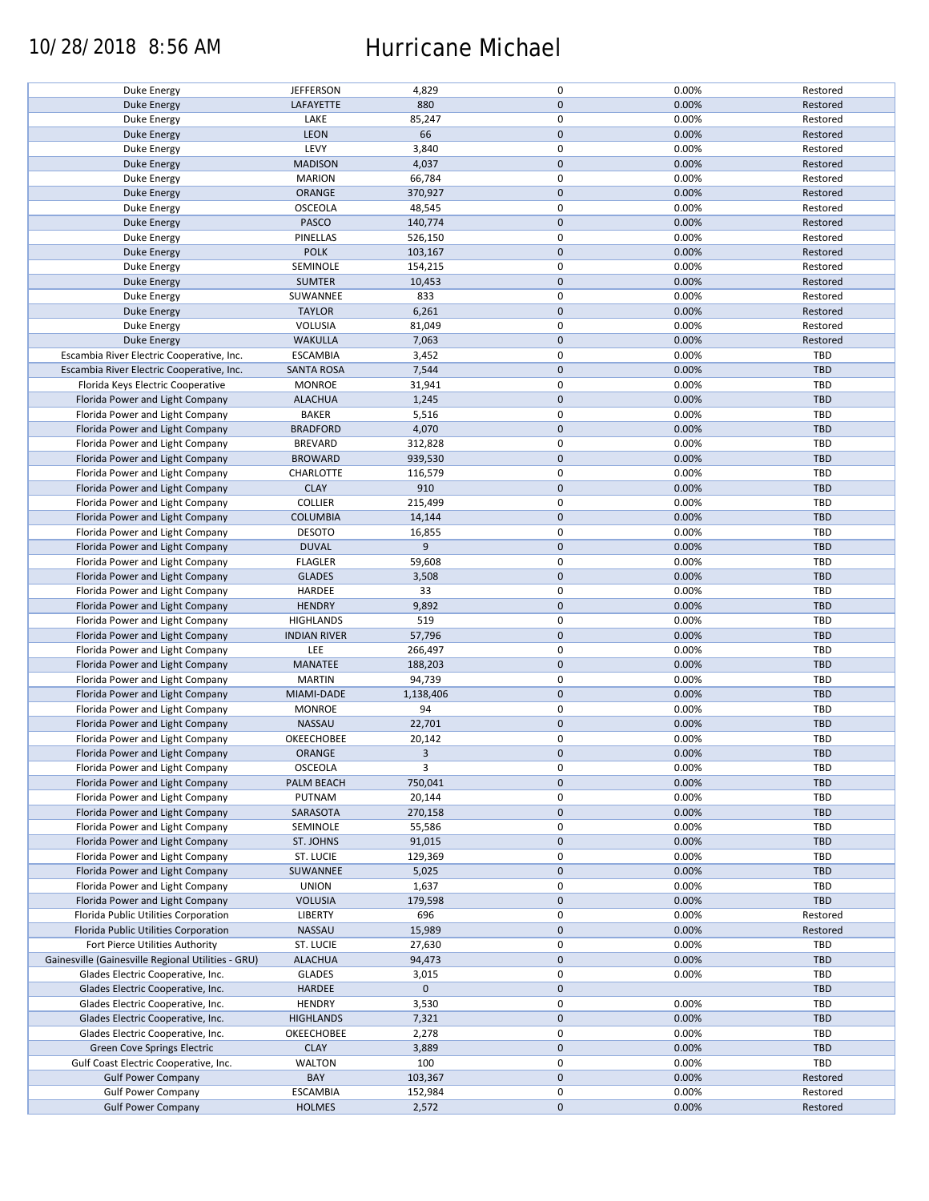| | | | | | |
|---|---|---|---|---|---|
| Duke Energy | JEFFERSON | 4,829 | 0 | 0.00% | Restored |
| Duke Energy | LAFAYETTE | 880 | 0 | 0.00% | Restored |
| Duke Energy | LAKE | 85,247 | 0 | 0.00% | Restored |
| Duke Energy | LEON | 66 | 0 | 0.00% | Restored |
| Duke Energy | LEVY | 3,840 | 0 | 0.00% | Restored |
| Duke Energy | MADISON | 4,037 | 0 | 0.00% | Restored |
| Duke Energy | MARION | 66,784 | 0 | 0.00% | Restored |
| Duke Energy | ORANGE | 370,927 | 0 | 0.00% | Restored |
| Duke Energy | OSCEOLA | 48,545 | 0 | 0.00% | Restored |
| Duke Energy | PASCO | 140,774 | 0 | 0.00% | Restored |
| Duke Energy | PINELLAS | 526,150 | 0 | 0.00% | Restored |
| Duke Energy | POLK | 103,167 | 0 | 0.00% | Restored |
| Duke Energy | SEMINOLE | 154,215 | 0 | 0.00% | Restored |
| Duke Energy | SUMTER | 10,453 | 0 | 0.00% | Restored |
| Duke Energy | SUWANNEE | 833 | 0 | 0.00% | Restored |
| Duke Energy | TAYLOR | 6,261 | 0 | 0.00% | Restored |
| Duke Energy | VOLUSIA | 81,049 | 0 | 0.00% | Restored |
| Duke Energy | WAKULLA | 7,063 | 0 | 0.00% | Restored |
| Escambia River Electric Cooperative, Inc. | ESCAMBIA | 3,452 | 0 | 0.00% | TBD |
| Escambia River Electric Cooperative, Inc. | SANTA ROSA | 7,544 | 0 | 0.00% | TBD |
| Florida Keys Electric Cooperative | MONROE | 31,941 | 0 | 0.00% | TBD |
| Florida Power and Light Company | ALACHUA | 1,245 | 0 | 0.00% | TBD |
| Florida Power and Light Company | BAKER | 5,516 | 0 | 0.00% | TBD |
| Florida Power and Light Company | BRADFORD | 4,070 | 0 | 0.00% | TBD |
| Florida Power and Light Company | BREVARD | 312,828 | 0 | 0.00% | TBD |
| Florida Power and Light Company | BROWARD | 939,530 | 0 | 0.00% | TBD |
| Florida Power and Light Company | CHARLOTTE | 116,579 | 0 | 0.00% | TBD |
| Florida Power and Light Company | CLAY | 910 | 0 | 0.00% | TBD |
| Florida Power and Light Company | COLLIER | 215,499 | 0 | 0.00% | TBD |
| Florida Power and Light Company | COLUMBIA | 14,144 | 0 | 0.00% | TBD |
| Florida Power and Light Company | DESOTO | 16,855 | 0 | 0.00% | TBD |
| Florida Power and Light Company | DUVAL | 9 | 0 | 0.00% | TBD |
| Florida Power and Light Company | FLAGLER | 59,608 | 0 | 0.00% | TBD |
| Florida Power and Light Company | GLADES | 3,508 | 0 | 0.00% | TBD |
| Florida Power and Light Company | HARDEE | 33 | 0 | 0.00% | TBD |
| Florida Power and Light Company | HENDRY | 9,892 | 0 | 0.00% | TBD |
| Florida Power and Light Company | HIGHLANDS | 519 | 0 | 0.00% | TBD |
| Florida Power and Light Company | INDIAN RIVER | 57,796 | 0 | 0.00% | TBD |
| Florida Power and Light Company | LEE | 266,497 | 0 | 0.00% | TBD |
| Florida Power and Light Company | MANATEE | 188,203 | 0 | 0.00% | TBD |
| Florida Power and Light Company | MARTIN | 94,739 | 0 | 0.00% | TBD |
| Florida Power and Light Company | MIAMI-DADE | 1,138,406 | 0 | 0.00% | TBD |
| Florida Power and Light Company | MONROE | 94 | 0 | 0.00% | TBD |
| Florida Power and Light Company | NASSAU | 22,701 | 0 | 0.00% | TBD |
| Florida Power and Light Company | OKEECHOBEE | 20,142 | 0 | 0.00% | TBD |
| Florida Power and Light Company | ORANGE | 3 | 0 | 0.00% | TBD |
| Florida Power and Light Company | OSCEOLA | 3 | 0 | 0.00% | TBD |
| Florida Power and Light Company | PALM BEACH | 750,041 | 0 | 0.00% | TBD |
| Florida Power and Light Company | PUTNAM | 20,144 | 0 | 0.00% | TBD |
| Florida Power and Light Company | SARASOTA | 270,158 | 0 | 0.00% | TBD |
| Florida Power and Light Company | SEMINOLE | 55,586 | 0 | 0.00% | TBD |
| Florida Power and Light Company | ST. JOHNS | 91,015 | 0 | 0.00% | TBD |
| Florida Power and Light Company | ST. LUCIE | 129,369 | 0 | 0.00% | TBD |
| Florida Power and Light Company | SUWANNEE | 5,025 | 0 | 0.00% | TBD |
| Florida Power and Light Company | UNION | 1,637 | 0 | 0.00% | TBD |
| Florida Power and Light Company | VOLUSIA | 179,598 | 0 | 0.00% | TBD |
| Florida Public Utilities Corporation | LIBERTY | 696 | 0 | 0.00% | Restored |
| Florida Public Utilities Corporation | NASSAU | 15,989 | 0 | 0.00% | Restored |
| Fort Pierce Utilities Authority | ST. LUCIE | 27,630 | 0 | 0.00% | TBD |
| Gainesville (Gainesville Regional Utilities - GRU) | ALACHUA | 94,473 | 0 | 0.00% | TBD |
| Glades Electric Cooperative, Inc. | GLADES | 3,015 | 0 | 0.00% | TBD |
| Glades Electric Cooperative, Inc. | HARDEE | 0 | 0 | | TBD |
| Glades Electric Cooperative, Inc. | HENDRY | 3,530 | 0 | 0.00% | TBD |
| Glades Electric Cooperative, Inc. | HIGHLANDS | 7,321 | 0 | 0.00% | TBD |
| Glades Electric Cooperative, Inc. | OKEECHOBEE | 2,278 | 0 | 0.00% | TBD |
| Green Cove Springs Electric | CLAY | 3,889 | 0 | 0.00% | TBD |
| Gulf Coast Electric Cooperative, Inc. | WALTON | 100 | 0 | 0.00% | TBD |
| Gulf Power Company | BAY | 103,367 | 0 | 0.00% | Restored |
| Gulf Power Company | ESCAMBIA | 152,984 | 0 | 0.00% | Restored |
| Gulf Power Company | HOLMES | 2,572 | 0 | 0.00% | Restored |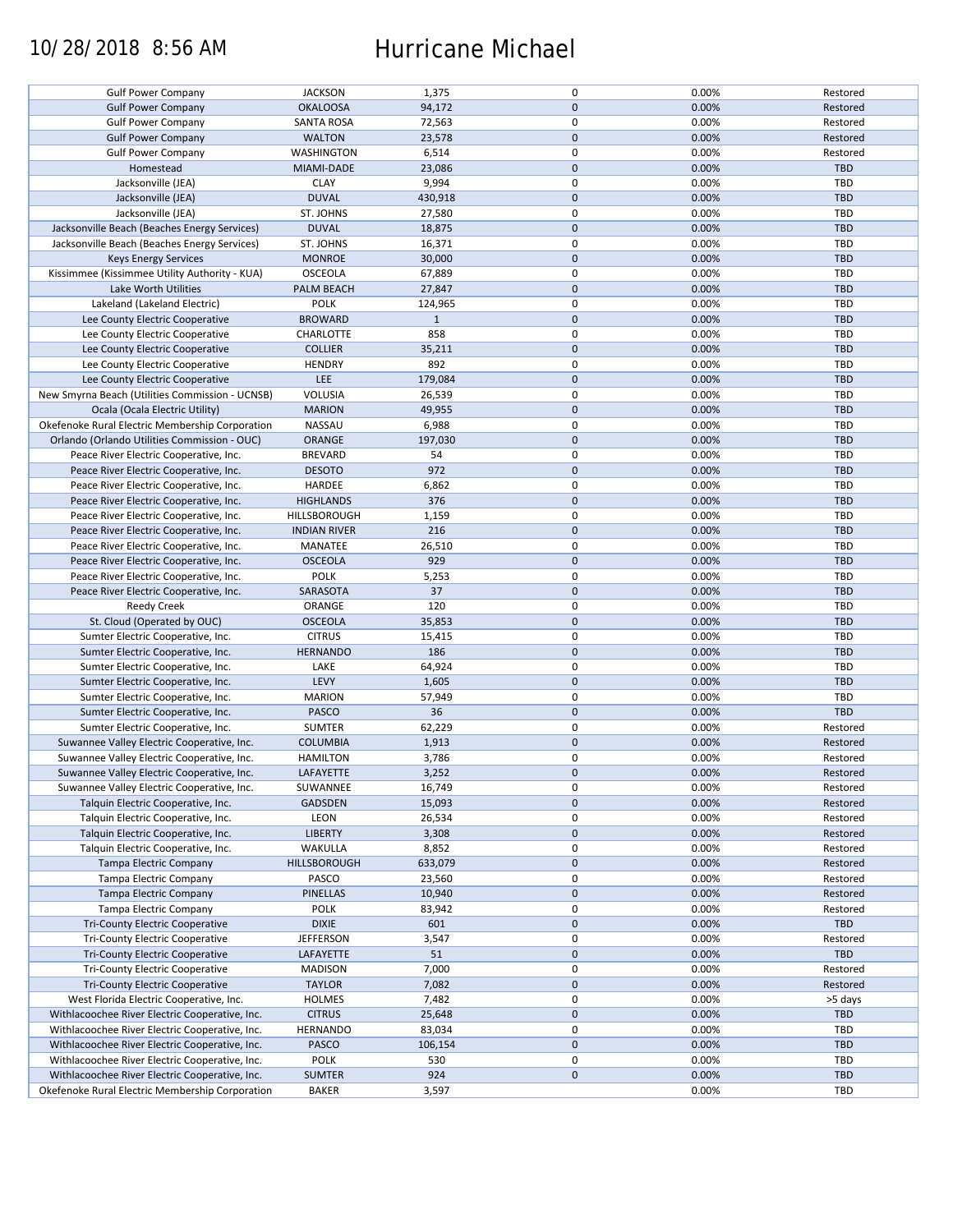| | | | | | |
|---|---|---|---|---|---|
| Gulf Power Company | JACKSON | 1,375 | 0 | 0.00% | Restored |
| Gulf Power Company | OKALOOSA | 94,172 | 0 | 0.00% | Restored |
| Gulf Power Company | SANTA ROSA | 72,563 | 0 | 0.00% | Restored |
| Gulf Power Company | WALTON | 23,578 | 0 | 0.00% | Restored |
| Gulf Power Company | WASHINGTON | 6,514 | 0 | 0.00% | Restored |
| Homestead | MIAMI-DADE | 23,086 | 0 | 0.00% | TBD |
| Jacksonville (JEA) | CLAY | 9,994 | 0 | 0.00% | TBD |
| Jacksonville (JEA) | DUVAL | 430,918 | 0 | 0.00% | TBD |
| Jacksonville (JEA) | ST. JOHNS | 27,580 | 0 | 0.00% | TBD |
| Jacksonville Beach (Beaches Energy Services) | DUVAL | 18,875 | 0 | 0.00% | TBD |
| Jacksonville Beach (Beaches Energy Services) | ST. JOHNS | 16,371 | 0 | 0.00% | TBD |
| Keys Energy Services | MONROE | 30,000 | 0 | 0.00% | TBD |
| Kissimmee (Kissimmee Utility Authority - KUA) | OSCEOLA | 67,889 | 0 | 0.00% | TBD |
| Lake Worth Utilities | PALM BEACH | 27,847 | 0 | 0.00% | TBD |
| Lakeland (Lakeland Electric) | POLK | 124,965 | 0 | 0.00% | TBD |
| Lee County Electric Cooperative | BROWARD | 1 | 0 | 0.00% | TBD |
| Lee County Electric Cooperative | CHARLOTTE | 858 | 0 | 0.00% | TBD |
| Lee County Electric Cooperative | COLLIER | 35,211 | 0 | 0.00% | TBD |
| Lee County Electric Cooperative | HENDRY | 892 | 0 | 0.00% | TBD |
| Lee County Electric Cooperative | LEE | 179,084 | 0 | 0.00% | TBD |
| New Smyrna Beach (Utilities Commission - UCNSB) | VOLUSIA | 26,539 | 0 | 0.00% | TBD |
| Ocala (Ocala Electric Utility) | MARION | 49,955 | 0 | 0.00% | TBD |
| Okefenoke Rural Electric Membership Corporation | NASSAU | 6,988 | 0 | 0.00% | TBD |
| Orlando (Orlando Utilities Commission - OUC) | ORANGE | 197,030 | 0 | 0.00% | TBD |
| Peace River Electric Cooperative, Inc. | BREVARD | 54 | 0 | 0.00% | TBD |
| Peace River Electric Cooperative, Inc. | DESOTO | 972 | 0 | 0.00% | TBD |
| Peace River Electric Cooperative, Inc. | HARDEE | 6,862 | 0 | 0.00% | TBD |
| Peace River Electric Cooperative, Inc. | HIGHLANDS | 376 | 0 | 0.00% | TBD |
| Peace River Electric Cooperative, Inc. | HILLSBOROUGH | 1,159 | 0 | 0.00% | TBD |
| Peace River Electric Cooperative, Inc. | INDIAN RIVER | 216 | 0 | 0.00% | TBD |
| Peace River Electric Cooperative, Inc. | MANATEE | 26,510 | 0 | 0.00% | TBD |
| Peace River Electric Cooperative, Inc. | OSCEOLA | 929 | 0 | 0.00% | TBD |
| Peace River Electric Cooperative, Inc. | POLK | 5,253 | 0 | 0.00% | TBD |
| Peace River Electric Cooperative, Inc. | SARASOTA | 37 | 0 | 0.00% | TBD |
| Reedy Creek | ORANGE | 120 | 0 | 0.00% | TBD |
| St. Cloud (Operated by OUC) | OSCEOLA | 35,853 | 0 | 0.00% | TBD |
| Sumter Electric Cooperative, Inc. | CITRUS | 15,415 | 0 | 0.00% | TBD |
| Sumter Electric Cooperative, Inc. | HERNANDO | 186 | 0 | 0.00% | TBD |
| Sumter Electric Cooperative, Inc. | LAKE | 64,924 | 0 | 0.00% | TBD |
| Sumter Electric Cooperative, Inc. | LEVY | 1,605 | 0 | 0.00% | TBD |
| Sumter Electric Cooperative, Inc. | MARION | 57,949 | 0 | 0.00% | TBD |
| Sumter Electric Cooperative, Inc. | PASCO | 36 | 0 | 0.00% | TBD |
| Sumter Electric Cooperative, Inc. | SUMTER | 62,229 | 0 | 0.00% | Restored |
| Suwannee Valley Electric Cooperative, Inc. | COLUMBIA | 1,913 | 0 | 0.00% | Restored |
| Suwannee Valley Electric Cooperative, Inc. | HAMILTON | 3,786 | 0 | 0.00% | Restored |
| Suwannee Valley Electric Cooperative, Inc. | LAFAYETTE | 3,252 | 0 | 0.00% | Restored |
| Suwannee Valley Electric Cooperative, Inc. | SUWANNEE | 16,749 | 0 | 0.00% | Restored |
| Talquin Electric Cooperative, Inc. | GADSDEN | 15,093 | 0 | 0.00% | Restored |
| Talquin Electric Cooperative, Inc. | LEON | 26,534 | 0 | 0.00% | Restored |
| Talquin Electric Cooperative, Inc. | LIBERTY | 3,308 | 0 | 0.00% | Restored |
| Talquin Electric Cooperative, Inc. | WAKULLA | 8,852 | 0 | 0.00% | Restored |
| Tampa Electric Company | HILLSBOROUGH | 633,079 | 0 | 0.00% | Restored |
| Tampa Electric Company | PASCO | 23,560 | 0 | 0.00% | Restored |
| Tampa Electric Company | PINELLAS | 10,940 | 0 | 0.00% | Restored |
| Tampa Electric Company | POLK | 83,942 | 0 | 0.00% | Restored |
| Tri-County Electric Cooperative | DIXIE | 601 | 0 | 0.00% | TBD |
| Tri-County Electric Cooperative | JEFFERSON | 3,547 | 0 | 0.00% | Restored |
| Tri-County Electric Cooperative | LAFAYETTE | 51 | 0 | 0.00% | TBD |
| Tri-County Electric Cooperative | MADISON | 7,000 | 0 | 0.00% | Restored |
| Tri-County Electric Cooperative | TAYLOR | 7,082 | 0 | 0.00% | Restored |
| West Florida Electric Cooperative, Inc. | HOLMES | 7,482 | 0 | 0.00% | >5 days |
| Withlacoochee River Electric Cooperative, Inc. | CITRUS | 25,648 | 0 | 0.00% | TBD |
| Withlacoochee River Electric Cooperative, Inc. | HERNANDO | 83,034 | 0 | 0.00% | TBD |
| Withlacoochee River Electric Cooperative, Inc. | PASCO | 106,154 | 0 | 0.00% | TBD |
| Withlacoochee River Electric Cooperative, Inc. | POLK | 530 | 0 | 0.00% | TBD |
| Withlacoochee River Electric Cooperative, Inc. | SUMTER | 924 | 0 | 0.00% | TBD |
| Okefenoke Rural Electric Membership Corporation | BAKER | 3,597 | | 0.00% | TBD |